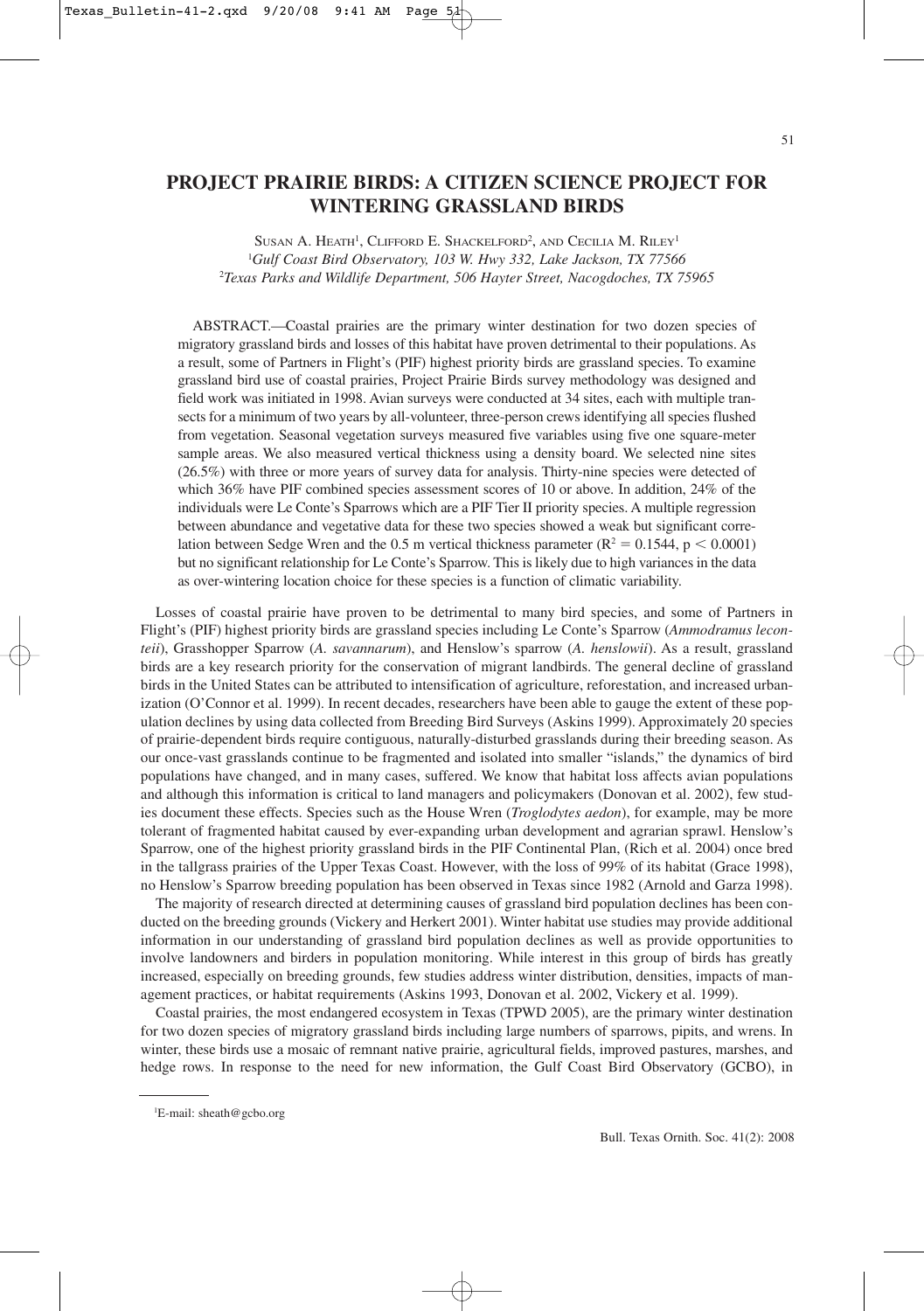# PROJECT PRAIRIE BIRDS: A CITIZEN SCIENCE PROJECT FOR WINTERING GRASSLAND BIRDS

Susan A. Heath[1], Clifford E. Shackelford[2], and Cecilia M. Riley[1]

[1]*Gulf Coast Bird Observatory, 103 W. Hwy 332, Lake Jackson, TX 77566*

[2]*Texas Parks and Wildlife Department, 506 Hayter Street, Nacogdoches, TX 75965*

ABSTRACT.—Coastal prairies are the primary winter destination for two dozen species of migratory grassland birds and losses of this habitat have proven detrimental to their populations. As a result, some of Partners in Flight's (PIF) highest priority birds are grassland species. To examine grassland bird use of coastal prairies, Project Prairie Birds survey methodology was designed and field work was initiated in 1998. Avian surveys were conducted at 34 sites, each with multiple transects for a minimum of two years by all-volunteer, three-person crews identifying all species flushed from vegetation. Seasonal vegetation surveys measured five variables using five one square-meter sample areas. We also measured vertical thickness using a density board. We selected nine sites (26.5%) with three or more years of survey data for analysis. Thirty-nine species were detected of which 36% have PIF combined species assessment scores of 10 or above. In addition, 24% of the individuals were Le Conte's Sparrows which are a PIF Tier II priority species. A multiple regression between abundance and vegetative data for these two species showed a weak but significant correlation between Sedge Wren and the 0.5 m vertical thickness parameter ($R^2 = 0.1544$, $p < 0.0001$) but no significant relationship for Le Conte's Sparrow. This is likely due to high variances in the data as over-wintering location choice for these species is a function of climatic variability.

Losses of coastal prairie have proven to be detrimental to many bird species, and some of Partners in Flight's (PIF) highest priority birds are grassland species including Le Conte's Sparrow (*Ammodramus leconteii*), Grasshopper Sparrow (*A. savannarum*), and Henslow's sparrow (*A. henslowii*). As a result, grassland birds are a key research priority for the conservation of migrant landbirds. The general decline of grassland birds in the United States can be attributed to intensification of agriculture, reforestation, and increased urbanization (O'Connor et al. 1999). In recent decades, researchers have been able to gauge the extent of these population declines by using data collected from Breeding Bird Surveys (Askins 1999). Approximately 20 species of prairie-dependent birds require contiguous, naturally-disturbed grasslands during their breeding season. As our once-vast grasslands continue to be fragmented and isolated into smaller "islands," the dynamics of bird populations have changed, and in many cases, suffered. We know that habitat loss affects avian populations and although this information is critical to land managers and policymakers (Donovan et al. 2002), few studies document these effects. Species such as the House Wren (*Troglodytes aedon*), for example, may be more tolerant of fragmented habitat caused by ever-expanding urban development and agrarian sprawl. Henslow's Sparrow, one of the highest priority grassland birds in the PIF Continental Plan, (Rich et al. 2004) once bred in the tallgrass prairies of the Upper Texas Coast. However, with the loss of 99% of its habitat (Grace 1998), no Henslow's Sparrow breeding population has been observed in Texas since 1982 (Arnold and Garza 1998).

The majority of research directed at determining causes of grassland bird population declines has been conducted on the breeding grounds (Vickery and Herkert 2001). Winter habitat use studies may provide additional information in our understanding of grassland bird population declines as well as provide opportunities to involve landowners and birders in population monitoring. While interest in this group of birds has greatly increased, especially on breeding grounds, few studies address winter distribution, densities, impacts of management practices, or habitat requirements (Askins 1993, Donovan et al. 2002, Vickery et al. 1999).

Coastal prairies, the most endangered ecosystem in Texas (TPWD 2005), are the primary winter destination for two dozen species of migratory grassland birds including large numbers of sparrows, pipits, and wrens. In winter, these birds use a mosaic of remnant native prairie, agricultural fields, improved pastures, marshes, and hedge rows. In response to the need for new information, the Gulf Coast Bird Observatory (GCBO), in

[1]E-mail: sheath@gcbo.org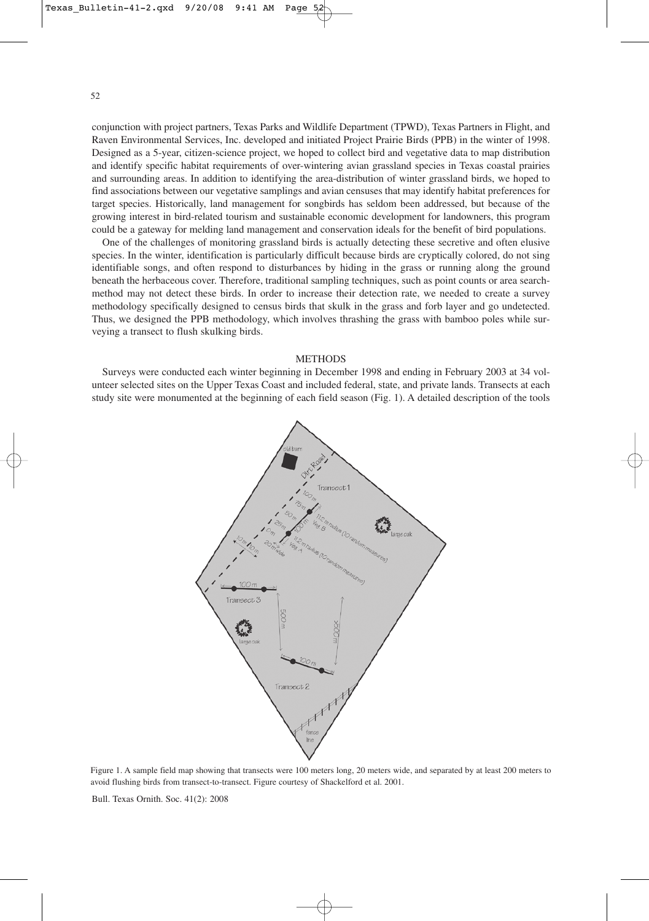conjunction with project partners, Texas Parks and Wildlife Department (TPWD), Texas Partners in Flight, and Raven Environmental Services, Inc. developed and initiated Project Prairie Birds (PPB) in the winter of 1998. Designed as a 5-year, citizen-science project, we hoped to collect bird and vegetative data to map distribution and identify specific habitat requirements of over-wintering avian grassland species in Texas coastal prairies and surrounding areas. In addition to identifying the area-distribution of winter grassland birds, we hoped to find associations between our vegetative samplings and avian censuses that may identify habitat preferences for target species. Historically, land management for songbirds has seldom been addressed, but because of the growing interest in bird-related tourism and sustainable economic development for landowners, this program could be a gateway for melding land management and conservation ideals for the benefit of bird populations.

One of the challenges of monitoring grassland birds is actually detecting these secretive and often elusive species. In the winter, identification is particularly difficult because birds are cryptically colored, do not sing identifiable songs, and often respond to disturbances by hiding in the grass or running along the ground beneath the herbaceous cover. Therefore, traditional sampling techniques, such as point counts or area search-method may not detect these birds. In order to increase their detection rate, we needed to create a survey methodology specifically designed to census birds that skulk in the grass and forb layer and go undetected. Thus, we designed the PPB methodology, which involves thrashing the grass with bamboo poles while surveying a transect to flush skulking birds.

## METHODS

Surveys were conducted each winter beginning in December 1998 and ending in February 2003 at 34 volunteer selected sites on the Upper Texas Coast and included federal, state, and private lands. Transects at each study site were monumented at the beginning of each field season (Fig. 1). A detailed description of the tools

Figure 1. A sample field map showing that transects were 100 meters long, 20 meters wide, and separated by at least 200 meters to avoid flushing birds from transect-to-transect. Figure courtesy of Shackelford et al. 2001.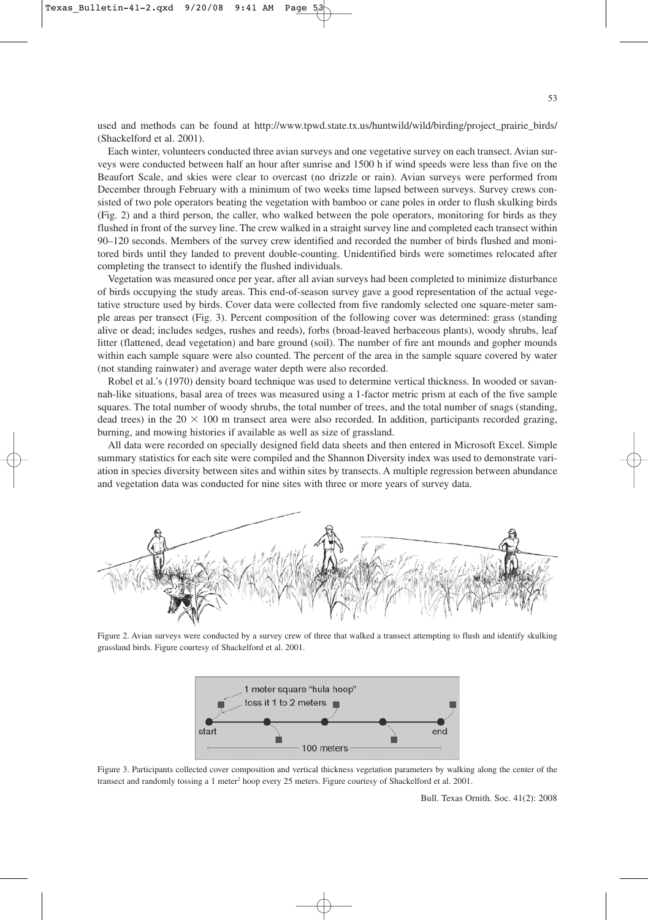used and methods can be found at http://www.tpwd.state.tx.us/huntwild/wild/birding/project_prairie_birds/ (Shackelford et al. 2001).

Each winter, volunteers conducted three avian surveys and one vegetative survey on each transect. Avian surveys were conducted between half an hour after sunrise and 1500 h if wind speeds were less than five on the Beaufort Scale, and skies were clear to overcast (no drizzle or rain). Avian surveys were performed from December through February with a minimum of two weeks time lapsed between surveys. Survey crews consisted of two pole operators beating the vegetation with bamboo or cane poles in order to flush skulking birds (Fig. 2) and a third person, the caller, who walked between the pole operators, monitoring for birds as they flushed in front of the survey line. The crew walked in a straight survey line and completed each transect within 90–120 seconds. Members of the survey crew identified and recorded the number of birds flushed and monitored birds until they landed to prevent double-counting. Unidentified birds were sometimes relocated after completing the transect to identify the flushed individuals.

Vegetation was measured once per year, after all avian surveys had been completed to minimize disturbance of birds occupying the study areas. This end-of-season survey gave a good representation of the actual vegetative structure used by birds. Cover data were collected from five randomly selected one square-meter sample areas per transect (Fig. 3). Percent composition of the following cover was determined: grass (standing alive or dead; includes sedges, rushes and reeds), forbs (broad-leaved herbaceous plants), woody shrubs, leaf litter (flattened, dead vegetation) and bare ground (soil). The number of fire ant mounds and gopher mounds within each sample square were also counted. The percent of the area in the sample square covered by water (not standing rainwater) and average water depth were also recorded.

Robel et al.'s (1970) density board technique was used to determine vertical thickness. In wooded or savannah-like situations, basal area of trees was measured using a 1-factor metric prism at each of the five sample squares. The total number of woody shrubs, the total number of trees, and the total number of snags (standing, dead trees) in the $20 \times 100$ m transect area were also recorded. In addition, participants recorded grazing, burning, and mowing histories if available as well as size of grassland.

All data were recorded on specially designed field data sheets and then entered in Microsoft Excel. Simple summary statistics for each site were compiled and the Shannon Diversity index was used to demonstrate variation in species diversity between sites and within sites by transects. A multiple regression between abundance and vegetation data was conducted for nine sites with three or more years of survey data.

Figure 2. Avian surveys were conducted by a survey crew of three that walked a transect attempting to flush and identify skulking grassland birds. Figure courtesy of Shackelford et al. 2001.

Figure 3. Participants collected cover composition and vertical thickness vegetation parameters by walking along the center of the transect and randomly tossing a 1 meter$^2$ hoop every 25 meters. Figure courtesy of Shackelford et al. 2001.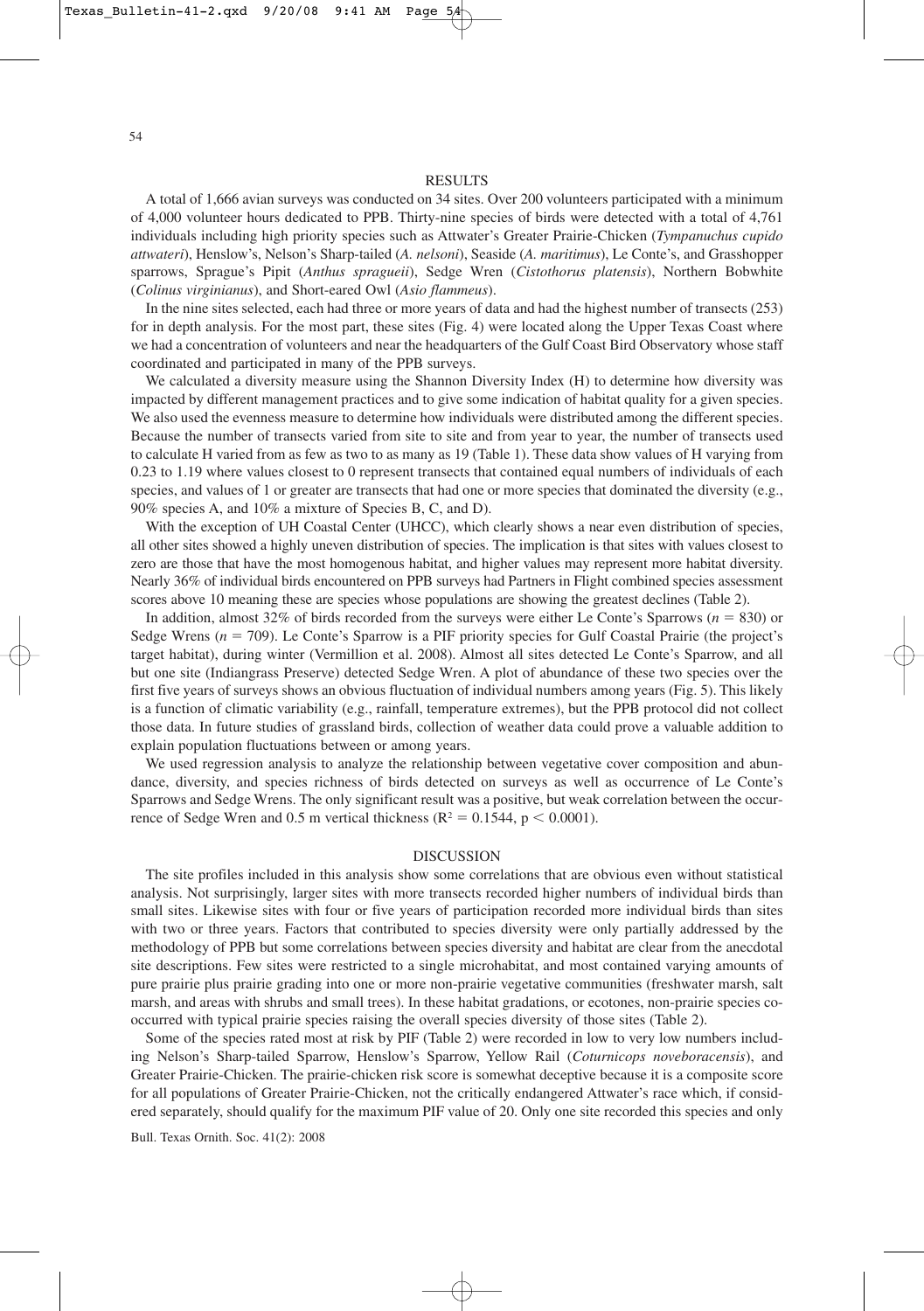## RESULTS

A total of 1,666 avian surveys was conducted on 34 sites. Over 200 volunteers participated with a minimum of 4,000 volunteer hours dedicated to PPB. Thirty-nine species of birds were detected with a total of 4,761 individuals including high priority species such as Attwater's Greater Prairie-Chicken (*Tympanuchus cupido attwateri*), Henslow's, Nelson's Sharp-tailed (*A. nelsoni*), Seaside (*A. maritimus*), Le Conte's, and Grasshopper sparrows, Sprague's Pipit (*Anthus spragueii*), Sedge Wren (*Cistothorus platensis*), Northern Bobwhite (*Colinus virginianus*), and Short-eared Owl (*Asio flammeus*).

In the nine sites selected, each had three or more years of data and had the highest number of transects (253) for in depth analysis. For the most part, these sites (Fig. 4) were located along the Upper Texas Coast where we had a concentration of volunteers and near the headquarters of the Gulf Coast Bird Observatory whose staff coordinated and participated in many of the PPB surveys.

We calculated a diversity measure using the Shannon Diversity Index (H) to determine how diversity was impacted by different management practices and to give some indication of habitat quality for a given species. We also used the evenness measure to determine how individuals were distributed among the different species. Because the number of transects varied from site to site and from year to year, the number of transects used to calculate H varied from as few as two to as many as 19 (Table 1). These data show values of H varying from 0.23 to 1.19 where values closest to 0 represent transects that contained equal numbers of individuals of each species, and values of 1 or greater are transects that had one or more species that dominated the diversity (e.g., 90% species A, and 10% a mixture of Species B, C, and D).

With the exception of UH Coastal Center (UHCC), which clearly shows a near even distribution of species, all other sites showed a highly uneven distribution of species. The implication is that sites with values closest to zero are those that have the most homogenous habitat, and higher values may represent more habitat diversity. Nearly 36% of individual birds encountered on PPB surveys had Partners in Flight combined species assessment scores above 10 meaning these are species whose populations are showing the greatest declines (Table 2).

In addition, almost 32% of birds recorded from the surveys were either Le Conte's Sparrows ($n = 830$) or Sedge Wrens ($n = 709$). Le Conte's Sparrow is a PIF priority species for Gulf Coastal Prairie (the project's target habitat), during winter (Vermillion et al. 2008). Almost all sites detected Le Conte's Sparrow, and all but one site (Indiangrass Preserve) detected Sedge Wren. A plot of abundance of these two species over the first five years of surveys shows an obvious fluctuation of individual numbers among years (Fig. 5). This likely is a function of climatic variability (e.g., rainfall, temperature extremes), but the PPB protocol did not collect those data. In future studies of grassland birds, collection of weather data could prove a valuable addition to explain population fluctuations between or among years.

We used regression analysis to analyze the relationship between vegetative cover composition and abundance, diversity, and species richness of birds detected on surveys as well as occurrence of Le Conte's Sparrows and Sedge Wrens. The only significant result was a positive, but weak correlation between the occurrence of Sedge Wren and 0.5 m vertical thickness ($R^2 = 0.1544$, $p < 0.0001$).

## DISCUSSION

The site profiles included in this analysis show some correlations that are obvious even without statistical analysis. Not surprisingly, larger sites with more transects recorded higher numbers of individual birds than small sites. Likewise sites with four or five years of participation recorded more individual birds than sites with two or three years. Factors that contributed to species diversity were only partially addressed by the methodology of PPB but some correlations between species diversity and habitat are clear from the anecdotal site descriptions. Few sites were restricted to a single microhabitat, and most contained varying amounts of pure prairie plus prairie grading into one or more non-prairie vegetative communities (freshwater marsh, salt marsh, and areas with shrubs and small trees). In these habitat gradations, or ecotones, non-prairie species co-occurred with typical prairie species raising the overall species diversity of those sites (Table 2).

Some of the species rated most at risk by PIF (Table 2) were recorded in low to very low numbers including Nelson's Sharp-tailed Sparrow, Henslow's Sparrow, Yellow Rail (*Coturnicops noveboracensis*), and Greater Prairie-Chicken. The prairie-chicken risk score is somewhat deceptive because it is a composite score for all populations of Greater Prairie-Chicken, not the critically endangered Attwater's race which, if considered separately, should qualify for the maximum PIF value of 20. Only one site recorded this species and only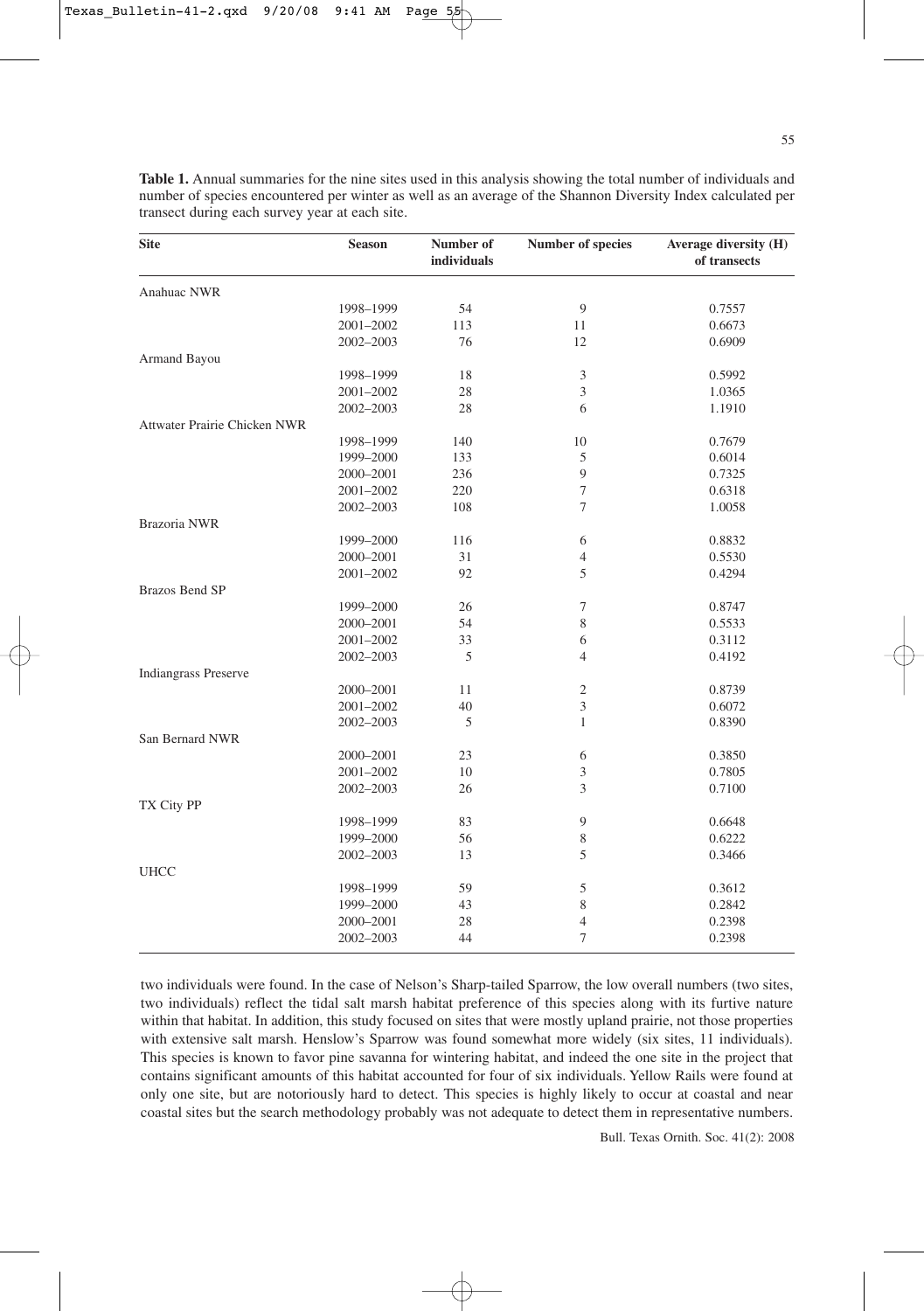**Table 1.** Annual summaries for the nine sites used in this analysis showing the total number of individuals and number of species encountered per winter as well as an average of the Shannon Diversity Index calculated per transect during each survey year at each site.

| Site | Season | Number of individuals | Number of species | Average diversity (H) of transects |
|---|---|---|---|---|
| Anahuac NWR | | | | |
| | 1998–1999 | 54 | 9 | 0.7557 |
| | 2001–2002 | 113 | 11 | 0.6673 |
| | 2002–2003 | 76 | 12 | 0.6909 |
| Armand Bayou | | | | |
| | 1998–1999 | 18 | 3 | 0.5992 |
| | 2001–2002 | 28 | 3 | 1.0365 |
| | 2002–2003 | 28 | 6 | 1.1910 |
| Attwater Prairie Chicken NWR | | | | |
| | 1998–1999 | 140 | 10 | 0.7679 |
| | 1999–2000 | 133 | 5 | 0.6014 |
| | 2000–2001 | 236 | 9 | 0.7325 |
| | 2001–2002 | 220 | 7 | 0.6318 |
| | 2002–2003 | 108 | 7 | 1.0058 |
| Brazoria NWR | | | | |
| | 1999–2000 | 116 | 6 | 0.8832 |
| | 2000–2001 | 31 | 4 | 0.5530 |
| | 2001–2002 | 92 | 5 | 0.4294 |
| Brazos Bend SP | | | | |
| | 1999–2000 | 26 | 7 | 0.8747 |
| | 2000–2001 | 54 | 8 | 0.5533 |
| | 2001–2002 | 33 | 6 | 0.3112 |
| | 2002–2003 | 5 | 4 | 0.4192 |
| Indiangrass Preserve | | | | |
| | 2000–2001 | 11 | 2 | 0.8739 |
| | 2001–2002 | 40 | 3 | 0.6072 |
| | 2002–2003 | 5 | 1 | 0.8390 |
| San Bernard NWR | | | | |
| | 2000–2001 | 23 | 6 | 0.3850 |
| | 2001–2002 | 10 | 3 | 0.7805 |
| | 2002–2003 | 26 | 3 | 0.7100 |
| TX City PP | | | | |
| | 1998–1999 | 83 | 9 | 0.6648 |
| | 1999–2000 | 56 | 8 | 0.6222 |
| | 2002–2003 | 13 | 5 | 0.3466 |
| UHCC | | | | |
| | 1998–1999 | 59 | 5 | 0.3612 |
| | 1999–2000 | 43 | 8 | 0.2842 |
| | 2000–2001 | 28 | 4 | 0.2398 |
| | 2002–2003 | 44 | 7 | 0.2398 |

two individuals were found. In the case of Nelson's Sharp-tailed Sparrow, the low overall numbers (two sites, two individuals) reflect the tidal salt marsh habitat preference of this species along with its furtive nature within that habitat. In addition, this study focused on sites that were mostly upland prairie, not those properties with extensive salt marsh. Henslow's Sparrow was found somewhat more widely (six sites, 11 individuals). This species is known to favor pine savanna for wintering habitat, and indeed the one site in the project that contains significant amounts of this habitat accounted for four of six individuals. Yellow Rails were found at only one site, but are notoriously hard to detect. This species is highly likely to occur at coastal and near coastal sites but the search methodology probably was not adequate to detect them in representative numbers.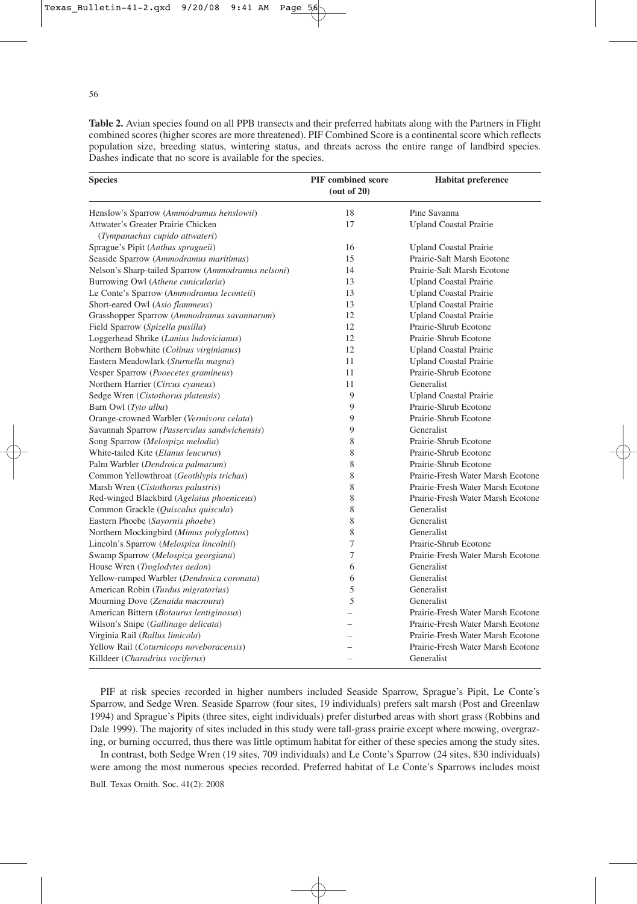**Table 2.** Avian species found on all PPB transects and their preferred habitats along with the Partners in Flight combined scores (higher scores are more threatened). PIF Combined Score is a continental score which reflects population size, breeding status, wintering status, and threats across the entire range of landbird species. Dashes indicate that no score is available for the species.

| Species | PIF combined score (out of 20) | Habitat preference |
|---|---|---|
| Henslow's Sparrow (*Ammodramus henslowii*) | 18 | Pine Savanna |
| Attwater's Greater Prairie Chicken (*Tympanuchus cupido attwateri*) | 17 | Upland Coastal Prairie |
| Sprague's Pipit (*Anthus spragueii*) | 16 | Upland Coastal Prairie |
| Seaside Sparrow (*Ammodramus maritimus*) | 15 | Prairie-Salt Marsh Ecotone |
| Nelson's Sharp-tailed Sparrow (*Ammodramus nelsoni*) | 14 | Prairie-Salt Marsh Ecotone |
| Burrowing Owl (*Athene cunicularia*) | 13 | Upland Coastal Prairie |
| Le Conte's Sparrow (*Ammodramus leconteii*) | 13 | Upland Coastal Prairie |
| Short-eared Owl (*Asio flammeus*) | 13 | Upland Coastal Prairie |
| Grasshopper Sparrow (*Ammodramus savannarum*) | 12 | Upland Coastal Prairie |
| Field Sparrow (*Spizella pusilla*) | 12 | Prairie-Shrub Ecotone |
| Loggerhead Shrike (*Lanius ludovicianus*) | 12 | Prairie-Shrub Ecotone |
| Northern Bobwhite (*Colinus virginianus*) | 12 | Upland Coastal Prairie |
| Eastern Meadowlark (*Sturnella magna*) | 11 | Upland Coastal Prairie |
| Vesper Sparrow (*Pooecetes gramineus*) | 11 | Prairie-Shrub Ecotone |
| Northern Harrier (*Circus cyaneus*) | 11 | Generalist |
| Sedge Wren (*Cistothorus platensis*) | 9 | Upland Coastal Prairie |
| Barn Owl (*Tyto alba*) | 9 | Prairie-Shrub Ecotone |
| Orange-crowned Warbler (*Vermivora celata*) | 9 | Prairie-Shrub Ecotone |
| Savannah Sparrow (*Passerculus sandwichensis*) | 9 | Generalist |
| Song Sparrow (*Melospiza melodia*) | 8 | Prairie-Shrub Ecotone |
| White-tailed Kite (*Elanus leucurus*) | 8 | Prairie-Shrub Ecotone |
| Palm Warbler (*Dendroica palmarum*) | 8 | Prairie-Shrub Ecotone |
| Common Yellowthroat (*Geothlypis trichas*) | 8 | Prairie-Fresh Water Marsh Ecotone |
| Marsh Wren (*Cistothorus palustris*) | 8 | Prairie-Fresh Water Marsh Ecotone |
| Red-winged Blackbird (*Agelaius phoeniceus*) | 8 | Prairie-Fresh Water Marsh Ecotone |
| Common Grackle (*Quiscalus quiscula*) | 8 | Generalist |
| Eastern Phoebe (*Sayornis phoebe*) | 8 | Generalist |
| Northern Mockingbird (*Mimus polyglottos*) | 8 | Generalist |
| Lincoln's Sparrow (*Melospiza lincolnii*) | 7 | Prairie-Shrub Ecotone |
| Swamp Sparrow (*Melospiza georgiana*) | 7 | Prairie-Fresh Water Marsh Ecotone |
| House Wren (*Troglodytes aedon*) | 6 | Generalist |
| Yellow-rumped Warbler (*Dendroica coronata*) | 6 | Generalist |
| American Robin (*Turdus migratorius*) | 5 | Generalist |
| Mourning Dove (*Zenaida macroura*) | 5 | Generalist |
| American Bittern (*Botaurus lentiginosus*) | – | Prairie-Fresh Water Marsh Ecotone |
| Wilson's Snipe (*Gallinago delicata*) | – | Prairie-Fresh Water Marsh Ecotone |
| Virginia Rail (*Rallus limicola*) | – | Prairie-Fresh Water Marsh Ecotone |
| Yellow Rail (*Coturnicops noveboracensis*) | – | Prairie-Fresh Water Marsh Ecotone |
| Killdeer (*Charadrius vociferus*) | – | Generalist |

PIF at risk species recorded in higher numbers included Seaside Sparrow, Sprague's Pipit, Le Conte's Sparrow, and Sedge Wren. Seaside Sparrow (four sites, 19 individuals) prefers salt marsh (Post and Greenlaw 1994) and Sprague's Pipits (three sites, eight individuals) prefer disturbed areas with short grass (Robbins and Dale 1999). The majority of sites included in this study were tall-grass prairie except where mowing, overgrazing, or burning occurred, thus there was little optimum habitat for either of these species among the study sites.

In contrast, both Sedge Wren (19 sites, 709 individuals) and Le Conte's Sparrow (24 sites, 830 individuals) were among the most numerous species recorded. Preferred habitat of Le Conte's Sparrows includes moist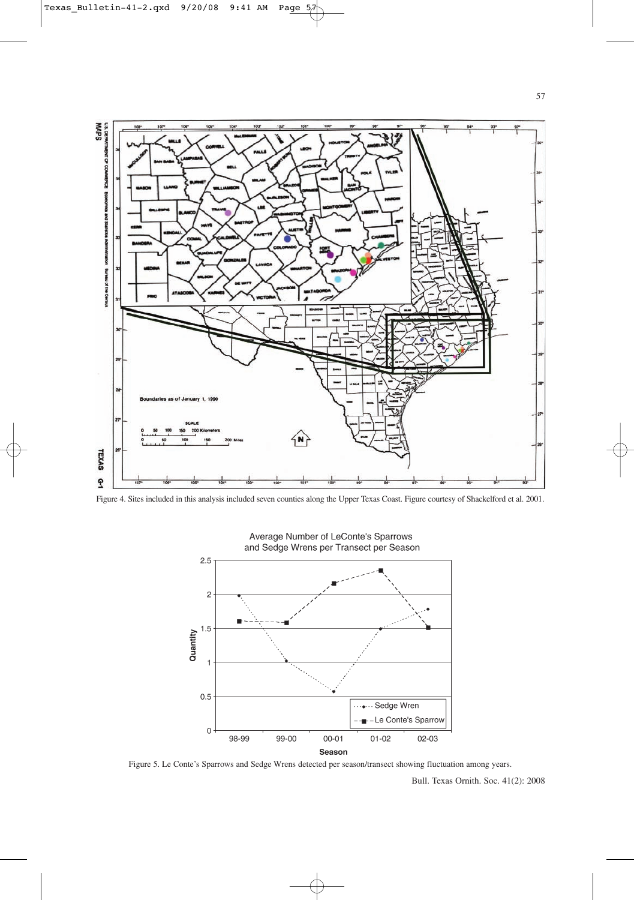Figure 4. Sites included in this analysis included seven counties along the Upper Texas Coast. Figure courtesy of Shackelford et al. 2001.

Figure 5. Le Conte's Sparrows and Sedge Wrens detected per season/transect showing fluctuation among years.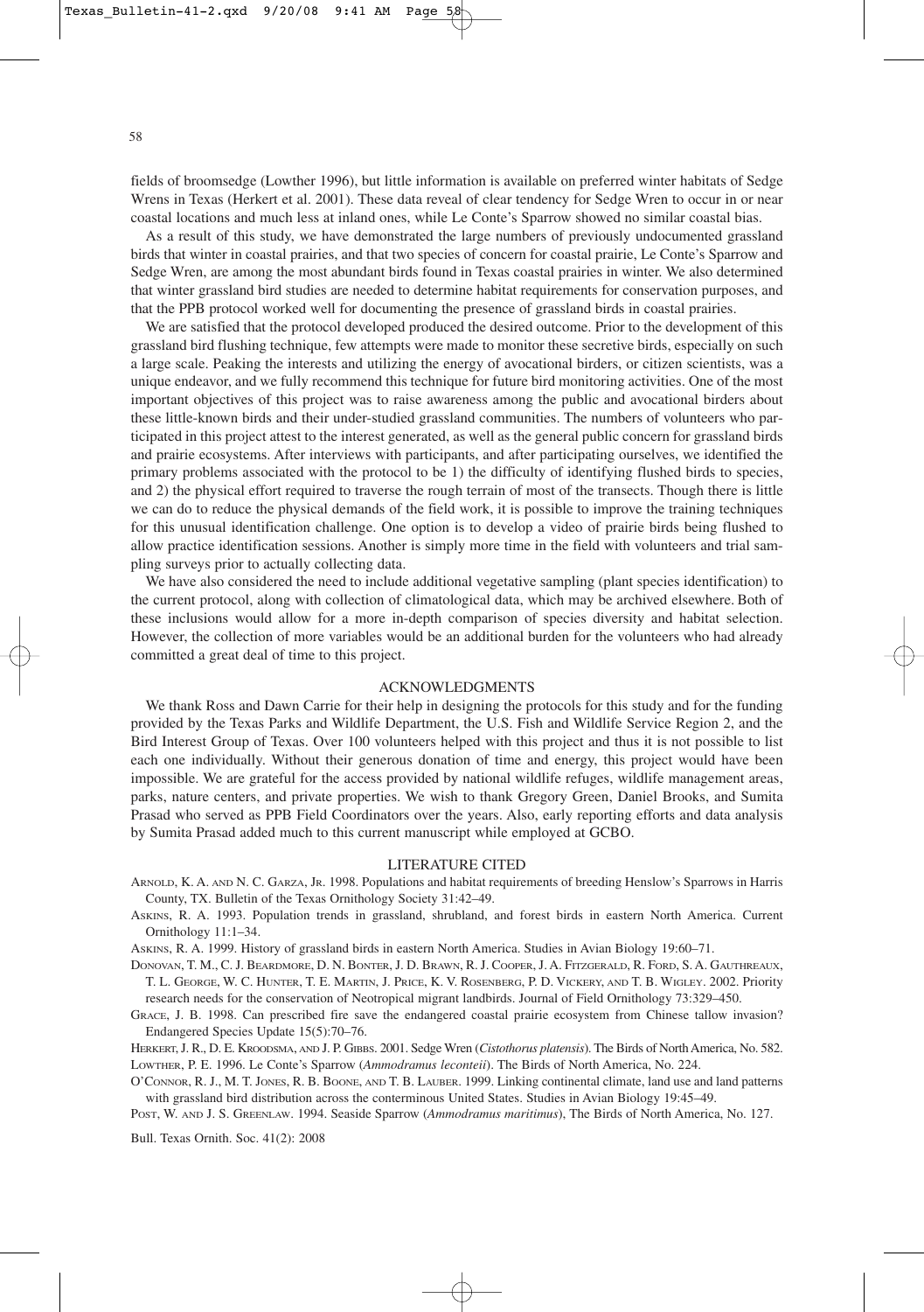fields of broomsedge (Lowther 1996), but little information is available on preferred winter habitats of Sedge Wrens in Texas (Herkert et al. 2001). These data reveal of clear tendency for Sedge Wren to occur in or near coastal locations and much less at inland ones, while Le Conte's Sparrow showed no similar coastal bias.

As a result of this study, we have demonstrated the large numbers of previously undocumented grassland birds that winter in coastal prairies, and that two species of concern for coastal prairie, Le Conte's Sparrow and Sedge Wren, are among the most abundant birds found in Texas coastal prairies in winter. We also determined that winter grassland bird studies are needed to determine habitat requirements for conservation purposes, and that the PPB protocol worked well for documenting the presence of grassland birds in coastal prairies.

We are satisfied that the protocol developed produced the desired outcome. Prior to the development of this grassland bird flushing technique, few attempts were made to monitor these secretive birds, especially on such a large scale. Peaking the interests and utilizing the energy of avocational birders, or citizen scientists, was a unique endeavor, and we fully recommend this technique for future bird monitoring activities. One of the most important objectives of this project was to raise awareness among the public and avocational birders about these little-known birds and their under-studied grassland communities. The numbers of volunteers who participated in this project attest to the interest generated, as well as the general public concern for grassland birds and prairie ecosystems. After interviews with participants, and after participating ourselves, we identified the primary problems associated with the protocol to be 1) the difficulty of identifying flushed birds to species, and 2) the physical effort required to traverse the rough terrain of most of the transects. Though there is little we can do to reduce the physical demands of the field work, it is possible to improve the training techniques for this unusual identification challenge. One option is to develop a video of prairie birds being flushed to allow practice identification sessions. Another is simply more time in the field with volunteers and trial sampling surveys prior to actually collecting data.

We have also considered the need to include additional vegetative sampling (plant species identification) to the current protocol, along with collection of climatological data, which may be archived elsewhere. Both of these inclusions would allow for a more in-depth comparison of species diversity and habitat selection. However, the collection of more variables would be an additional burden for the volunteers who had already committed a great deal of time to this project.

## ACKNOWLEDGMENTS

We thank Ross and Dawn Carrie for their help in designing the protocols for this study and for the funding provided by the Texas Parks and Wildlife Department, the U.S. Fish and Wildlife Service Region 2, and the Bird Interest Group of Texas. Over 100 volunteers helped with this project and thus it is not possible to list each one individually. Without their generous donation of time and energy, this project would have been impossible. We are grateful for the access provided by national wildlife refuges, wildlife management areas, parks, nature centers, and private properties. We wish to thank Gregory Green, Daniel Brooks, and Sumita Prasad who served as PPB Field Coordinators over the years. Also, early reporting efforts and data analysis by Sumita Prasad added much to this current manuscript while employed at GCBO.

## LITERATURE CITED

Arnold, K. A. and N. C. Garza, Jr. 1998. Populations and habitat requirements of breeding Henslow's Sparrows in Harris County, TX. Bulletin of the Texas Ornithology Society 31:42–49.

Askins, R. A. 1993. Population trends in grassland, shrubland, and forest birds in eastern North America. Current Ornithology 11:1–34.

Askins, R. A. 1999. History of grassland birds in eastern North America. Studies in Avian Biology 19:60–71.

Donovan, T. M., C. J. Beardmore, D. N. Bonter, J. D. Brawn, R. J. Cooper, J. A. Fitzgerald, R. Ford, S. A. Gauthreaux, T. L. George, W. C. Hunter, T. E. Martin, J. Price, K. V. Rosenberg, P. D. Vickery, and T. B. Wigley. 2002. Priority research needs for the conservation of Neotropical migrant landbirds. Journal of Field Ornithology 73:329–450.

Grace, J. B. 1998. Can prescribed fire save the endangered coastal prairie ecosystem from Chinese tallow invasion? Endangered Species Update 15(5):70–76.

Herkert, J. R., D. E. Kroodsma, and J. P. Gibbs. 2001. Sedge Wren (*Cistothorus platensis*). The Birds of North America, No. 582.

Lowther, P. E. 1996. Le Conte's Sparrow (*Ammodramus leconteii*). The Birds of North America, No. 224.

O'Connor, R. J., M. T. Jones, R. B. Boone, and T. B. Lauber. 1999. Linking continental climate, land use and land patterns with grassland bird distribution across the conterminous United States. Studies in Avian Biology 19:45–49.

Post, W. and J. S. Greenlaw. 1994. Seaside Sparrow (*Ammodramus maritimus*), The Birds of North America, No. 127.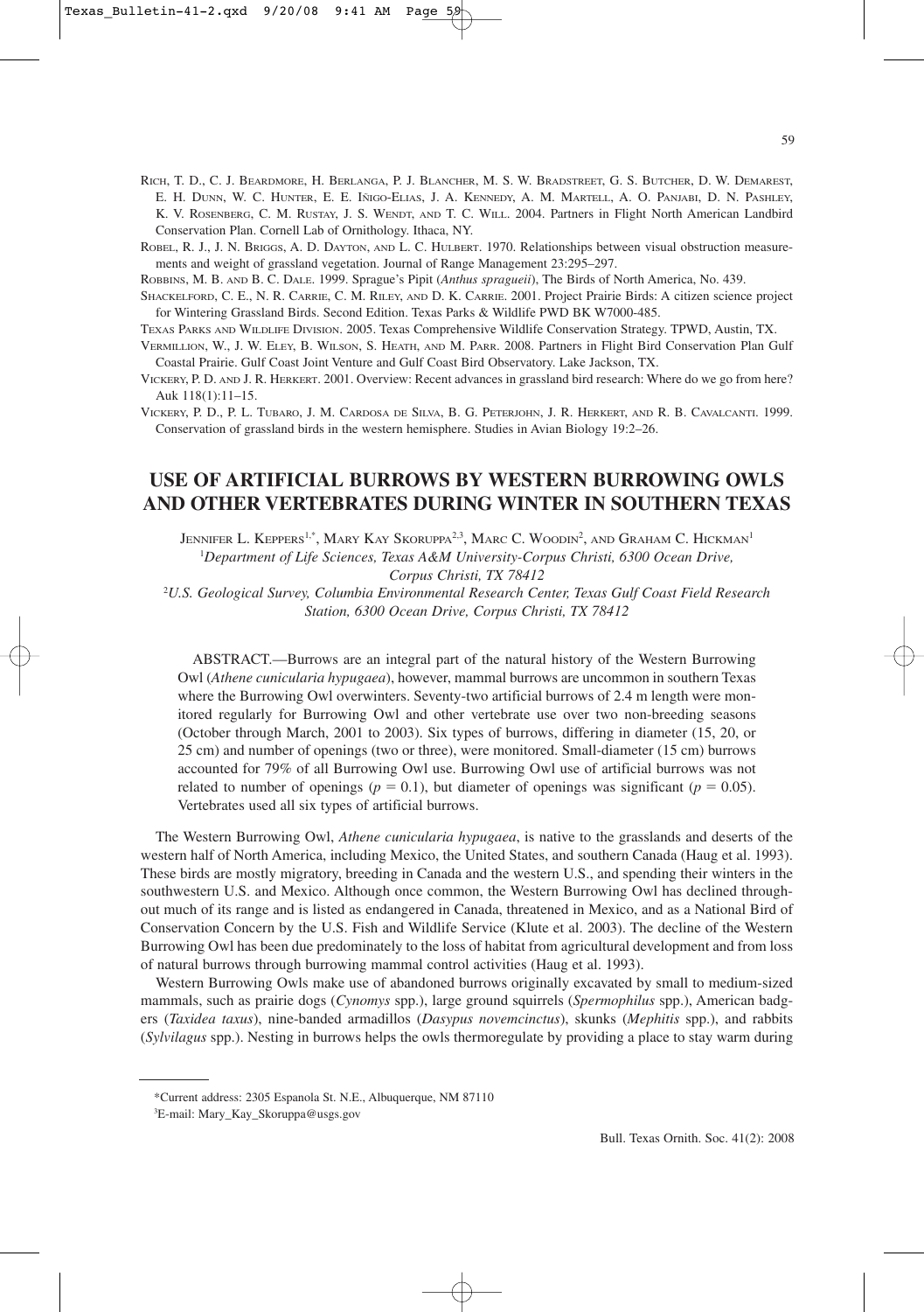Rich, T. D., C. J. Beardmore, H. Berlanga, P. J. Blancher, M. S. W. Bradstreet, G. S. Butcher, D. W. Demarest, E. H. Dunn, W. C. Hunter, E. E. Inigo-Elias, J. A. Kennedy, A. M. Martell, A. O. Panjabi, D. N. Pashley, K. V. Rosenberg, C. M. Rustay, J. S. Wendt, and T. C. Will. 2004. Partners in Flight North American Landbird Conservation Plan. Cornell Lab of Ornithology. Ithaca, NY.

Robel, R. J., J. N. Briggs, A. D. Dayton, and L. C. Hulbert. 1970. Relationships between visual obstruction measurements and weight of grassland vegetation. Journal of Range Management 23:295–297.

Robbins, M. B. and B. C. Dale. 1999. Sprague's Pipit (*Anthus spragueii*), The Birds of North America, No. 439.

Shackelford, C. E., N. R. Carrie, C. M. Riley, and D. K. Carrie. 2001. Project Prairie Birds: A citizen science project for Wintering Grassland Birds. Second Edition. Texas Parks & Wildlife PWD BK W7000-485.

Texas Parks and Wildlife Division. 2005. Texas Comprehensive Wildlife Conservation Strategy. TPWD, Austin, TX.

Vermillion, W., J. W. Eley, B. Wilson, S. Heath, and M. Parr. 2008. Partners in Flight Bird Conservation Plan Gulf Coastal Prairie. Gulf Coast Joint Venture and Gulf Coast Bird Observatory. Lake Jackson, TX.

Vickery, P. D. and J. R. Herkert. 2001. Overview: Recent advances in grassland bird research: Where do we go from here? Auk 118(1):11–15.

Vickery, P. D., P. L. Tubaro, J. M. Cardosa de Silva, B. G. Peterjohn, J. R. Herkert, and R. B. Cavalcanti. 1999. Conservation of grassland birds in the western hemisphere. Studies in Avian Biology 19:2–26.

# USE OF ARTIFICIAL BURROWS BY WESTERN BURROWING OWLS AND OTHER VERTEBRATES DURING WINTER IN SOUTHERN TEXAS

Jennifer L. Keppers[1,*], Mary Kay Skoruppa[2,3], Marc C. Woodin[2], and Graham C. Hickman[1]

[1]*Department of Life Sciences, Texas A&M University-Corpus Christi, 6300 Ocean Drive, Corpus Christi, TX 78412*

[2]*U.S. Geological Survey, Columbia Environmental Research Center, Texas Gulf Coast Field Research Station, 6300 Ocean Drive, Corpus Christi, TX 78412*

Abstract.—Burrows are an integral part of the natural history of the Western Burrowing Owl (*Athene cunicularia hypugaea*), however, mammal burrows are uncommon in southern Texas where the Burrowing Owl overwinters. Seventy-two artificial burrows of 2.4 m length were monitored regularly for Burrowing Owl and other vertebrate use over two non-breeding seasons (October through March, 2001 to 2003). Six types of burrows, differing in diameter (15, 20, or 25 cm) and number of openings (two or three), were monitored. Small-diameter (15 cm) burrows accounted for 79% of all Burrowing Owl use. Burrowing Owl use of artificial burrows was not related to number of openings ($p = 0.1$), but diameter of openings was significant ($p = 0.05$). Vertebrates used all six types of artificial burrows.

The Western Burrowing Owl, *Athene cunicularia hypugaea*, is native to the grasslands and deserts of the western half of North America, including Mexico, the United States, and southern Canada (Haug et al. 1993). These birds are mostly migratory, breeding in Canada and the western U.S., and spending their winters in the southwestern U.S. and Mexico. Although once common, the Western Burrowing Owl has declined throughout much of its range and is listed as endangered in Canada, threatened in Mexico, and as a National Bird of Conservation Concern by the U.S. Fish and Wildlife Service (Klute et al. 2003). The decline of the Western Burrowing Owl has been due predominately to the loss of habitat from agricultural development and from loss of natural burrows through burrowing mammal control activities (Haug et al. 1993).

Western Burrowing Owls make use of abandoned burrows originally excavated by small to medium-sized mammals, such as prairie dogs (*Cynomys* spp.), large ground squirrels (*Spermophilus* spp.), American badgers (*Taxidea taxus*), nine-banded armadillos (*Dasypus novemcinctus*), skunks (*Mephitis* spp.), and rabbits (*Sylvilagus* spp.). Nesting in burrows helps the owls thermoregulate by providing a place to stay warm during

\*Current address: 2305 Espanola St. N.E., Albuquerque, NM 87110

[3]E-mail: Mary_Kay_Skoruppa@usgs.gov